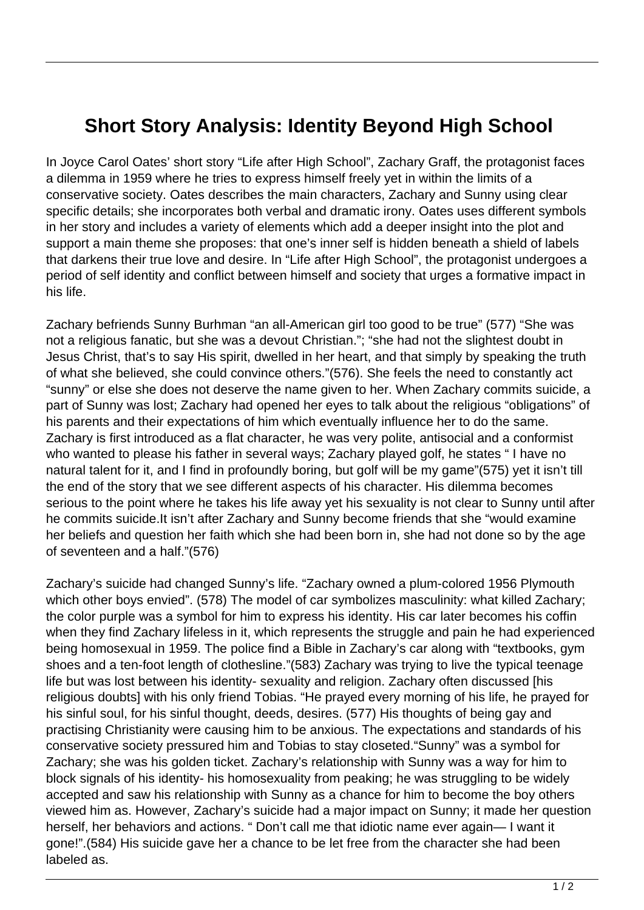# Short Story Analysis: Identity Beyond High School

In Joyce Carol Oates' short story "Life after High School", Zachary Graff, the protagonist faces a dilemma in 1959 where he tries to express himself freely yet in within the limits of a conservative society. Oates describes the main characters, Zachary and Sunny using clear specific details; she incorporates both verbal and dramatic irony. Oates uses different symbols in her story and includes a variety of elements which add a deeper insight into the plot and support a main theme she proposes: that one's inner self is hidden beneath a shield of labels that darkens their true love and desire. In "Life after High School", the protagonist undergoes a period of self identity and conflict between himself and society that urges a formative impact in his life.

Zachary befriends Sunny Burhman "an all-American girl too good to be true" (577) "She was not a religious fanatic, but she was a devout Christian."; "she had not the slightest doubt in Jesus Christ, that's to say His spirit, dwelled in her heart, and that simply by speaking the truth of what she believed, she could convince others."(576). She feels the need to constantly act "sunny" or else she does not deserve the name given to her. When Zachary commits suicide, a part of Sunny was lost; Zachary had opened her eyes to talk about the religious "obligations" of his parents and their expectations of him which eventually influence her to do the same. Zachary is first introduced as a flat character, he was very polite, antisocial and a conformist who wanted to please his father in several ways; Zachary played golf, he states " I have no natural talent for it, and I find in profoundly boring, but golf will be my game"(575) yet it isn't till the end of the story that we see different aspects of his character. His dilemma becomes serious to the point where he takes his life away yet his sexuality is not clear to Sunny until after he commits suicide.It isn't after Zachary and Sunny become friends that she "would examine her beliefs and question her faith which she had been born in, she had not done so by the age of seventeen and a half."(576)

Zachary's suicide had changed Sunny's life. "Zachary owned a plum-colored 1956 Plymouth which other boys envied". (578) The model of car symbolizes masculinity: what killed Zachary; the color purple was a symbol for him to express his identity. His car later becomes his coffin when they find Zachary lifeless in it, which represents the struggle and pain he had experienced being homosexual in 1959. The police find a Bible in Zachary's car along with "textbooks, gym shoes and a ten-foot length of clothesline."(583) Zachary was trying to live the typical teenage life but was lost between his identity- sexuality and religion. Zachary often discussed [his religious doubts] with his only friend Tobias. "He prayed every morning of his life, he prayed for his sinful soul, for his sinful thought, deeds, desires. (577) His thoughts of being gay and practising Christianity were causing him to be anxious. The expectations and standards of his conservative society pressured him and Tobias to stay closeted."Sunny" was a symbol for Zachary; she was his golden ticket. Zachary's relationship with Sunny was a way for him to block signals of his identity- his homosexuality from peaking; he was struggling to be widely accepted and saw his relationship with Sunny as a chance for him to become the boy others viewed him as. However, Zachary's suicide had a major impact on Sunny; it made her question herself, her behaviors and actions. " Don't call me that idiotic name ever again— I want it gone!".(584) His suicide gave her a chance to be let free from the character she had been labeled as.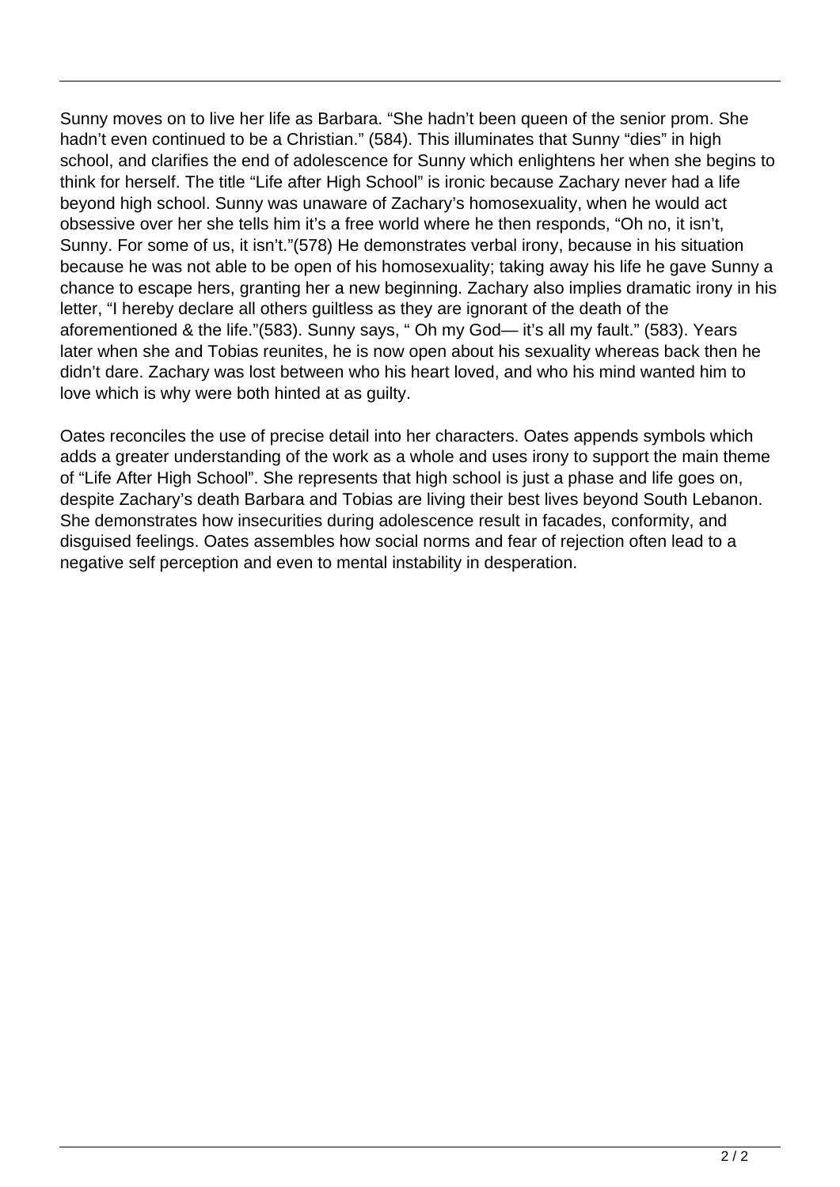Sunny moves on to live her life as Barbara. “She hadn’t been queen of the senior prom. She hadn’t even continued to be a Christian.” (584). This illuminates that Sunny “dies” in high school, and clarifies the end of adolescence for Sunny which enlightens her when she begins to think for herself. The title “Life after High School” is ironic because Zachary never had a life beyond high school. Sunny was unaware of Zachary’s homosexuality, when he would act obsessive over her she tells him it’s a free world where he then responds, “Oh no, it isn’t, Sunny. For some of us, it isn’t.”(578) He demonstrates verbal irony, because in his situation because he was not able to be open of his homosexuality; taking away his life he gave Sunny a chance to escape hers, granting her a new beginning. Zachary also implies dramatic irony in his letter, “I hereby declare all others guiltless as they are ignorant of the death of the aforementioned & the life.”(583). Sunny says, “ Oh my God— it’s all my fault.” (583). Years later when she and Tobias reunites, he is now open about his sexuality whereas back then he didn’t dare. Zachary was lost between who his heart loved, and who his mind wanted him to love which is why were both hinted at as guilty.

Oates reconciles the use of precise detail into her characters. Oates appends symbols which adds a greater understanding of the work as a whole and uses irony to support the main theme of “Life After High School”. She represents that high school is just a phase and life goes on, despite Zachary’s death Barbara and Tobias are living their best lives beyond South Lebanon. She demonstrates how insecurities during adolescence result in facades, conformity, and disguised feelings. Oates assembles how social norms and fear of rejection often lead to a negative self perception and even to mental instability in desperation.